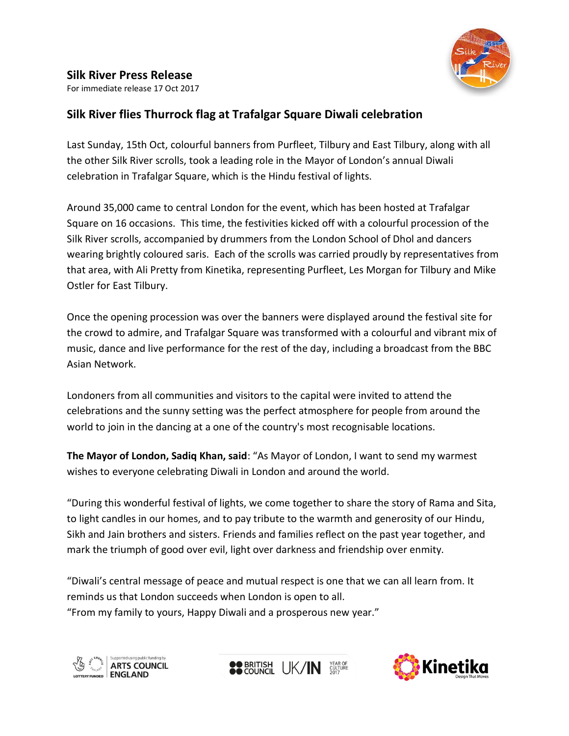# Silk River Press Release

For immediate release 17 Oct 2017

## Silk River flies Thurrock flag at Trafalgar Square Diwali celebration

Last Sunday, 15th Oct, colourful banners from Purfleet, Tilbury and East Tilbury, along with all the other Silk River scrolls, took a leading role in the Mayor of London's annual Diwali celebration in Trafalgar Square, which is the Hindu festival of lights.

Around 35,000 came to central London for the event, which has been hosted at Trafalgar Square on 16 occasions. This time, the festivities kicked off with a colourful procession of the Silk River scrolls, accompanied by drummers from the London School of Dhol and dancers wearing brightly coloured saris. Each of the scrolls was carried proudly by representatives from that area, with Ali Pretty from Kinetika, representing Purfleet, Les Morgan for Tilbury and Mike Ostler for East Tilbury.

Once the opening procession was over the banners were displayed around the festival site for the crowd to admire, and Trafalgar Square was transformed with a colourful and vibrant mix of music, dance and live performance for the rest of the day, including a broadcast from the BBC Asian Network.

Londoners from all communities and visitors to the capital were invited to attend the celebrations and the sunny setting was the perfect atmosphere for people from around the world to join in the dancing at a one of the country's most recognisable locations.

**The Mayor of London, Sadiq Khan, said**: "As Mayor of London, I want to send my warmest wishes to everyone celebrating Diwali in London and around the world.

"During this wonderful festival of lights, we come together to share the story of Rama and Sita, to light candles in our homes, and to pay tribute to the warmth and generosity of our Hindu, Sikh and Jain brothers and sisters. Friends and families reflect on the past year together, and mark the triumph of good over evil, light over darkness and friendship over enmity.

"Diwali's central message of peace and mutual respect is one that we can all learn from. It reminds us that London succeeds when London is open to all.

"From my family to yours, Happy Diwali and a prosperous new year."

Supported using public funding by ARTS COUNCIL ENGLAND | LOTTERY FUNDED | BRITISH COUNCIL | UK/IN YEAR OF CULTURE 2017 | Kinetika Design That Moves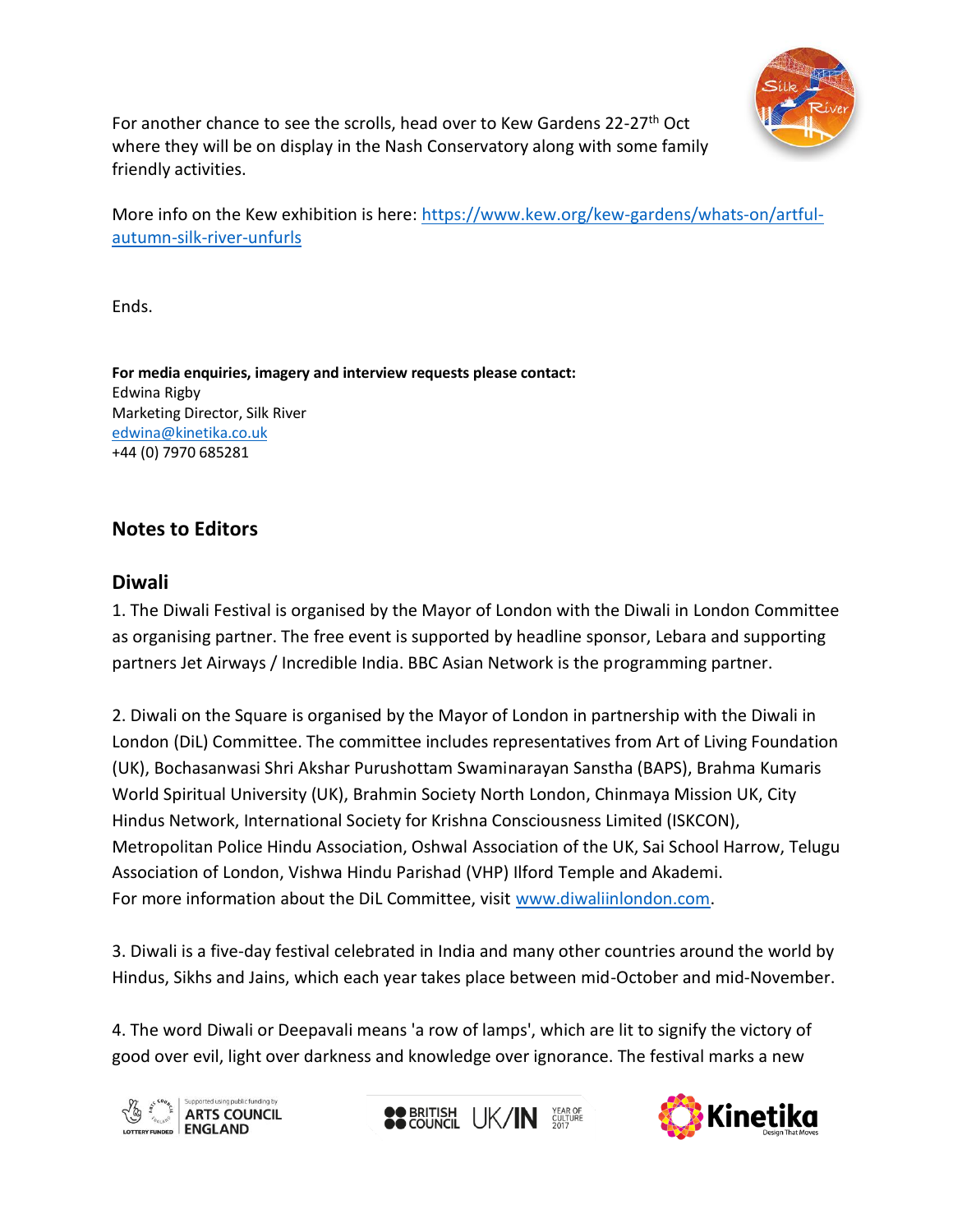For another chance to see the scrolls, head over to Kew Gardens 22-27th Oct where they will be on display in the Nash Conservatory along with some family friendly activities.

More info on the Kew exhibition is here: https://www.kew.org/kew-gardens/whats-on/artful-autumn-silk-river-unfurls

Ends.

**For media enquiries, imagery and interview requests please contact:**
Edwina Rigby
Marketing Director, Silk River
edwina@kinetika.co.uk
+44 (0) 7970 685281

## Notes to Editors

## Diwali

1. The Diwali Festival is organised by the Mayor of London with the Diwali in London Committee as organising partner. The free event is supported by headline sponsor, Lebara and supporting partners Jet Airways / Incredible India. BBC Asian Network is the programming partner.

2. Diwali on the Square is organised by the Mayor of London in partnership with the Diwali in London (DiL) Committee. The committee includes representatives from Art of Living Foundation (UK), Bochasanwasi Shri Akshar Purushottam Swaminarayan Sanstha (BAPS), Brahma Kumaris World Spiritual University (UK), Brahmin Society North London, Chinmaya Mission UK, City Hindus Network, International Society for Krishna Consciousness Limited (ISKCON), Metropolitan Police Hindu Association, Oshwal Association of the UK, Sai School Harrow, Telugu Association of London, Vishwa Hindu Parishad (VHP) Ilford Temple and Akademi.
For more information about the DiL Committee, visit www.diwaliinlondon.com.

3. Diwali is a five-day festival celebrated in India and many other countries around the world by Hindus, Sikhs and Jains, which each year takes place between mid-October and mid-November.

4. The word Diwali or Deepavali means 'a row of lamps', which are lit to signify the victory of good over evil, light over darkness and knowledge over ignorance. The festival marks a new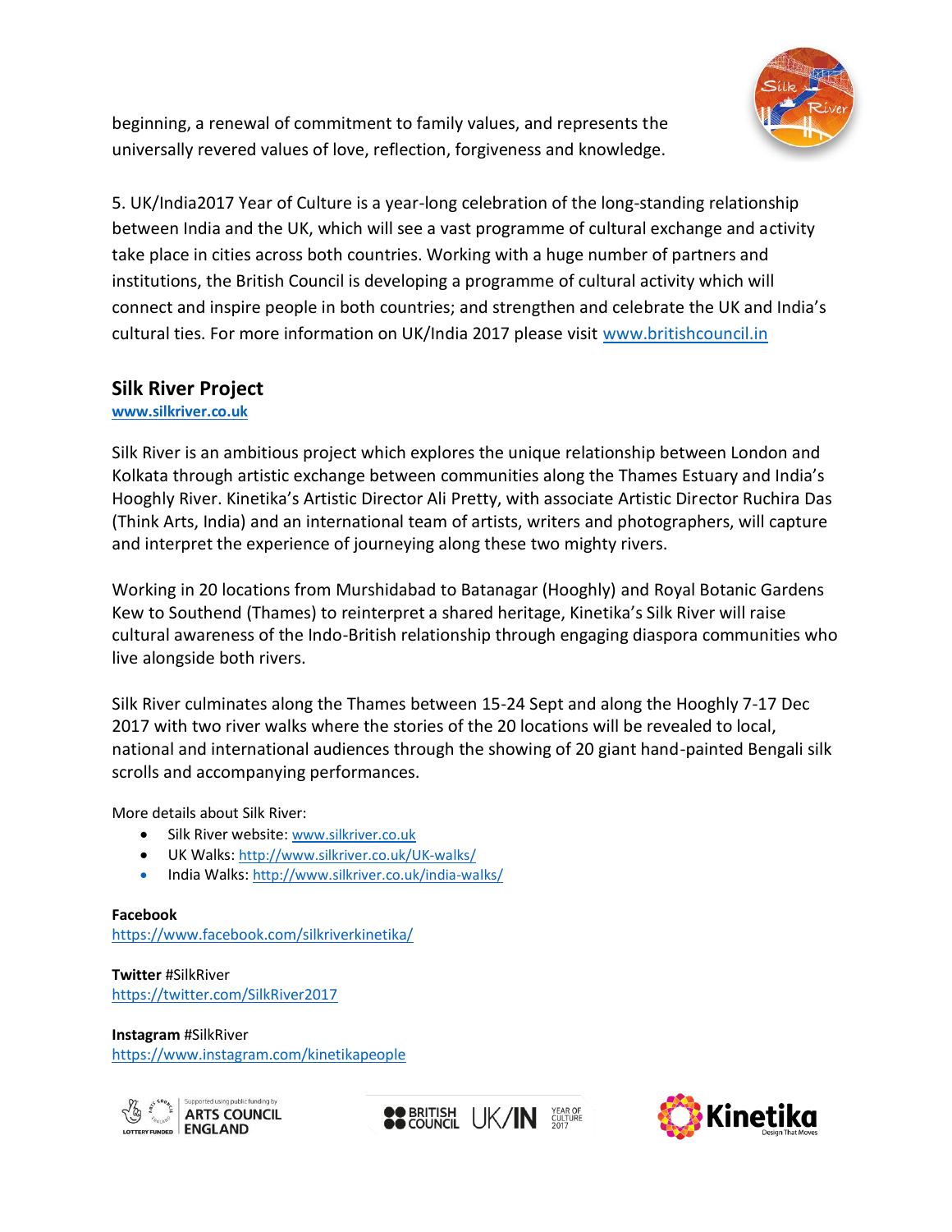beginning, a renewal of commitment to family values, and represents the universally revered values of love, reflection, forgiveness and knowledge.

5. UK/India2017 Year of Culture is a year-long celebration of the long-standing relationship between India and the UK, which will see a vast programme of cultural exchange and activity take place in cities across both countries. Working with a huge number of partners and institutions, the British Council is developing a programme of cultural activity which will connect and inspire people in both countries; and strengthen and celebrate the UK and India's cultural ties. For more information on UK/India 2017 please visit www.britishcouncil.in

## Silk River Project

**www.silkriver.co.uk**

Silk River is an ambitious project which explores the unique relationship between London and Kolkata through artistic exchange between communities along the Thames Estuary and India's Hooghly River. Kinetika's Artistic Director Ali Pretty, with associate Artistic Director Ruchira Das (Think Arts, India) and an international team of artists, writers and photographers, will capture and interpret the experience of journeying along these two mighty rivers.

Working in 20 locations from Murshidabad to Batanagar (Hooghly) and Royal Botanic Gardens Kew to Southend (Thames) to reinterpret a shared heritage, Kinetika's Silk River will raise cultural awareness of the Indo-British relationship through engaging diaspora communities who live alongside both rivers.

Silk River culminates along the Thames between 15-24 Sept and along the Hooghly 7-17 Dec 2017 with two river walks where the stories of the 20 locations will be revealed to local, national and international audiences through the showing of 20 giant hand-painted Bengali silk scrolls and accompanying performances.

More details about Silk River:

- Silk River website: www.silkriver.co.uk
- UK Walks: http://www.silkriver.co.uk/UK-walks/
- India Walks: http://www.silkriver.co.uk/india-walks/

**Facebook**
https://www.facebook.com/silkriverkinetika/

**Twitter** #SilkRiver
https://twitter.com/SilkRiver2017

**Instagram** #SilkRiver
https://www.instagram.com/kinetikapeople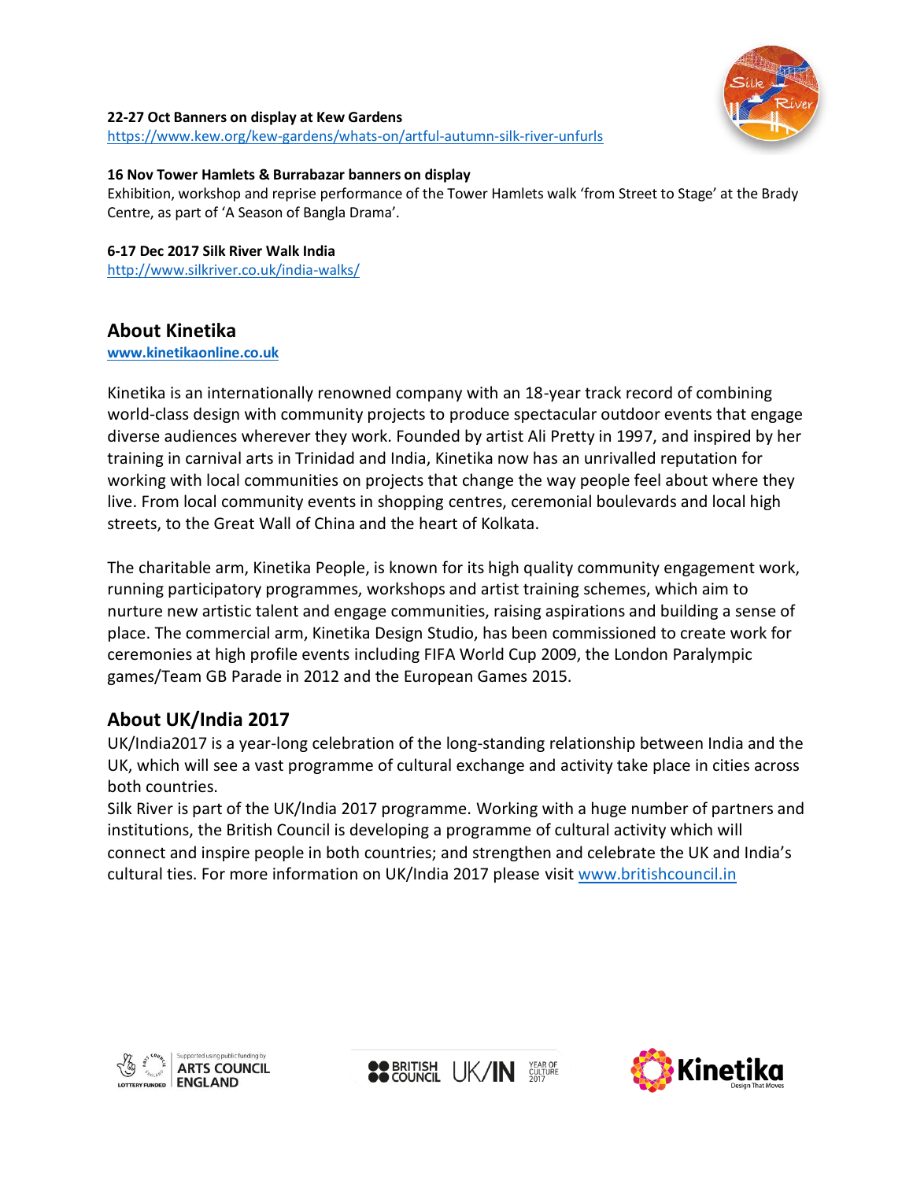**22-27 Oct Banners on display at Kew Gardens**
https://www.kew.org/kew-gardens/whats-on/artful-autumn-silk-river-unfurls

**16 Nov Tower Hamlets & Burrabazar banners on display**
Exhibition, workshop and reprise performance of the Tower Hamlets walk 'from Street to Stage' at the Brady Centre, as part of 'A Season of Bangla Drama'.

**6-17 Dec 2017 Silk River Walk India**
http://www.silkriver.co.uk/india-walks/

## About Kinetika

**www.kinetikaonline.co.uk**

Kinetika is an internationally renowned company with an 18-year track record of combining world-class design with community projects to produce spectacular outdoor events that engage diverse audiences wherever they work. Founded by artist Ali Pretty in 1997, and inspired by her training in carnival arts in Trinidad and India, Kinetika now has an unrivalled reputation for working with local communities on projects that change the way people feel about where they live. From local community events in shopping centres, ceremonial boulevards and local high streets, to the Great Wall of China and the heart of Kolkata.

The charitable arm, Kinetika People, is known for its high quality community engagement work, running participatory programmes, workshops and artist training schemes, which aim to nurture new artistic talent and engage communities, raising aspirations and building a sense of place. The commercial arm, Kinetika Design Studio, has been commissioned to create work for ceremonies at high profile events including FIFA World Cup 2009, the London Paralympic games/Team GB Parade in 2012 and the European Games 2015.

## About UK/India 2017

UK/India2017 is a year-long celebration of the long-standing relationship between India and the UK, which will see a vast programme of cultural exchange and activity take place in cities across both countries.

Silk River is part of the UK/India 2017 programme. Working with a huge number of partners and institutions, the British Council is developing a programme of cultural activity which will connect and inspire people in both countries; and strengthen and celebrate the UK and India's cultural ties. For more information on UK/India 2017 please visit www.britishcouncil.in

Supported using public funding by ARTS COUNCIL ENGLAND LOTTERY FUNDED

BRITISH COUNCIL UK/IN YEAR OF CULTURE 2017

Kinetika Design That Moves